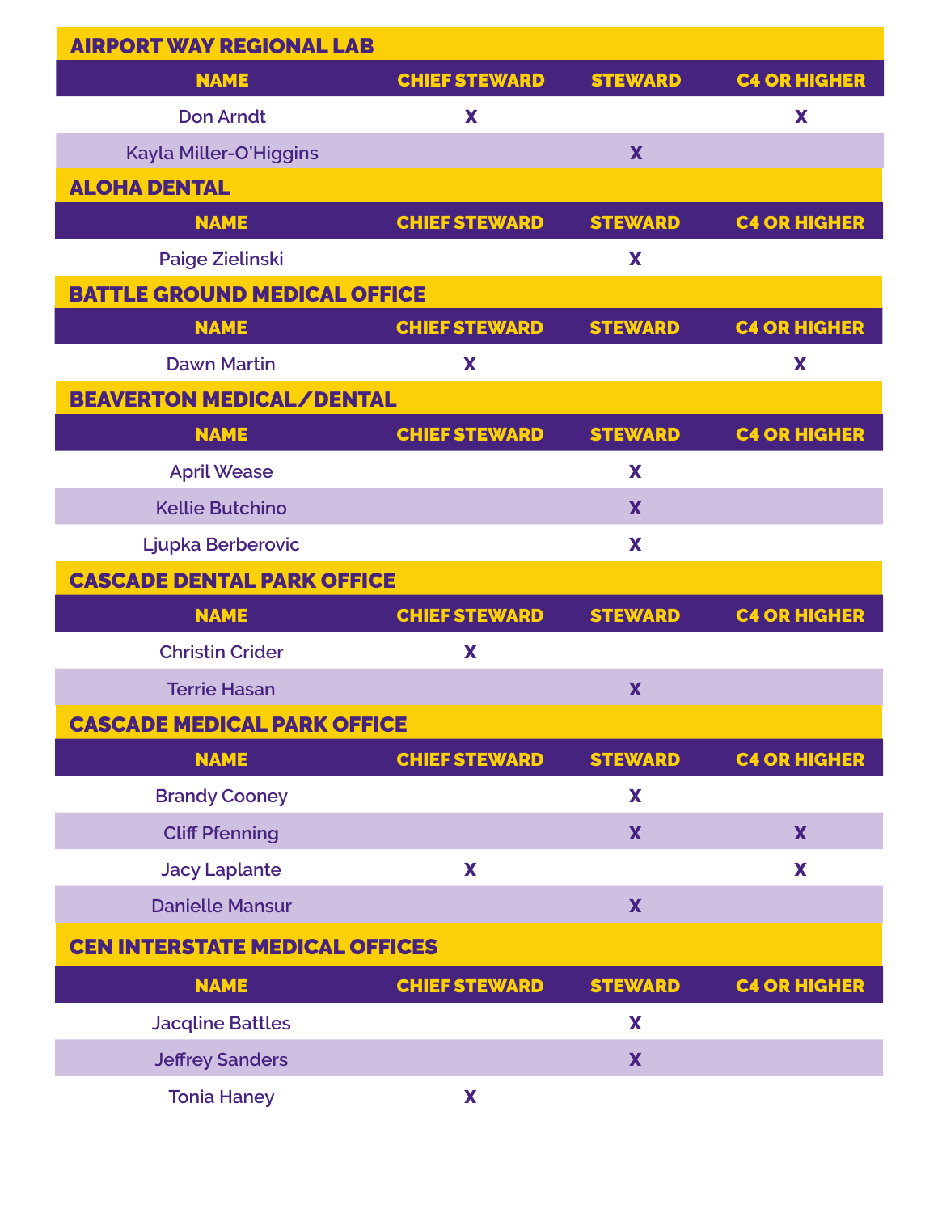## AIRPORT WAY REGIONAL LAB

| NAME | CHIEF STEWARD | STEWARD | C4 OR HIGHER |
|---|---|---|---|
| Don Arndt | X | | X |
| Kayla Miller-O'Higgins | | X | |

## ALOHA DENTAL

| NAME | CHIEF STEWARD | STEWARD | C4 OR HIGHER |
|---|---|---|---|
| Paige Zielinski | | X | |

## BATTLE GROUND MEDICAL OFFICE

| NAME | CHIEF STEWARD | STEWARD | C4 OR HIGHER |
|---|---|---|---|
| Dawn Martin | X | | X |

## BEAVERTON MEDICAL/DENTAL

| NAME | CHIEF STEWARD | STEWARD | C4 OR HIGHER |
|---|---|---|---|
| April Wease | | X | |
| Kellie Butchino | | X | |
| Ljupka Berberovic | | X | |

## CASCADE DENTAL PARK OFFICE

| NAME | CHIEF STEWARD | STEWARD | C4 OR HIGHER |
|---|---|---|---|
| Christin Crider | X | | |
| Terrie Hasan | | X | |

## CASCADE MEDICAL PARK OFFICE

| NAME | CHIEF STEWARD | STEWARD | C4 OR HIGHER |
|---|---|---|---|
| Brandy Cooney | | X | |
| Cliff Pfenning | | X | X |
| Jacy Laplante | X | | X |
| Danielle Mansur | | X | |

## CEN INTERSTATE MEDICAL OFFICES

| NAME | CHIEF STEWARD | STEWARD | C4 OR HIGHER |
|---|---|---|---|
| Jacqline Battles | | X | |
| Jeffrey Sanders | | X | |
| Tonia Haney | X | | |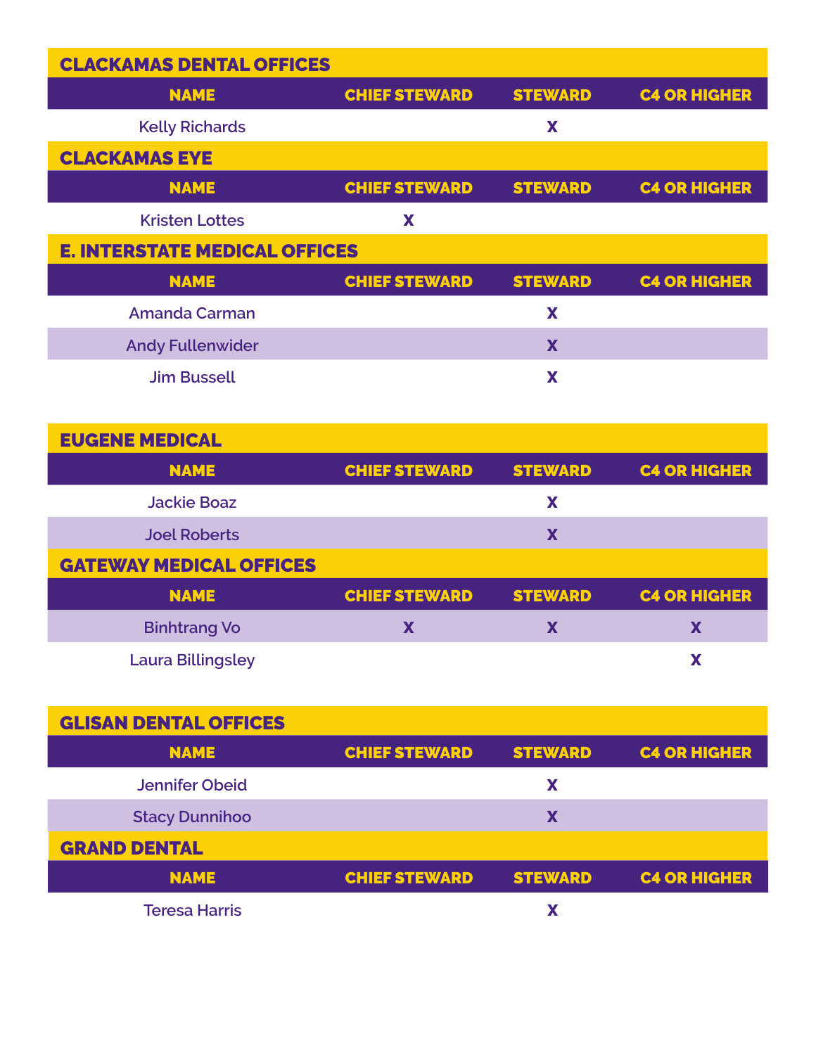## CLACKAMAS DENTAL OFFICES

| NAME | CHIEF STEWARD | STEWARD | C4 OR HIGHER |
|---|---|---|---|
| Kelly Richards | | X | |

## CLACKAMAS EYE

| NAME | CHIEF STEWARD | STEWARD | C4 OR HIGHER |
|---|---|---|---|
| Kristen Lottes | X | | |

## E. INTERSTATE MEDICAL OFFICES

| NAME | CHIEF STEWARD | STEWARD | C4 OR HIGHER |
|---|---|---|---|
| Amanda Carman | | X | |
| Andy Fullenwider | | X | |
| Jim Bussell | | X | |

## EUGENE MEDICAL

| NAME | CHIEF STEWARD | STEWARD | C4 OR HIGHER |
|---|---|---|---|
| Jackie Boaz | | X | |
| Joel Roberts | | X | |

## GATEWAY MEDICAL OFFICES

| NAME | CHIEF STEWARD | STEWARD | C4 OR HIGHER |
|---|---|---|---|
| Binhtrang Vo | X | X | X |
| Laura Billingsley | | | X |

## GLISAN DENTAL OFFICES

| NAME | CHIEF STEWARD | STEWARD | C4 OR HIGHER |
|---|---|---|---|
| Jennifer Obeid | | X | |
| Stacy Dunnihoo | | X | |

## GRAND DENTAL

| NAME | CHIEF STEWARD | STEWARD | C4 OR HIGHER |
|---|---|---|---|
| Teresa Harris | | X | |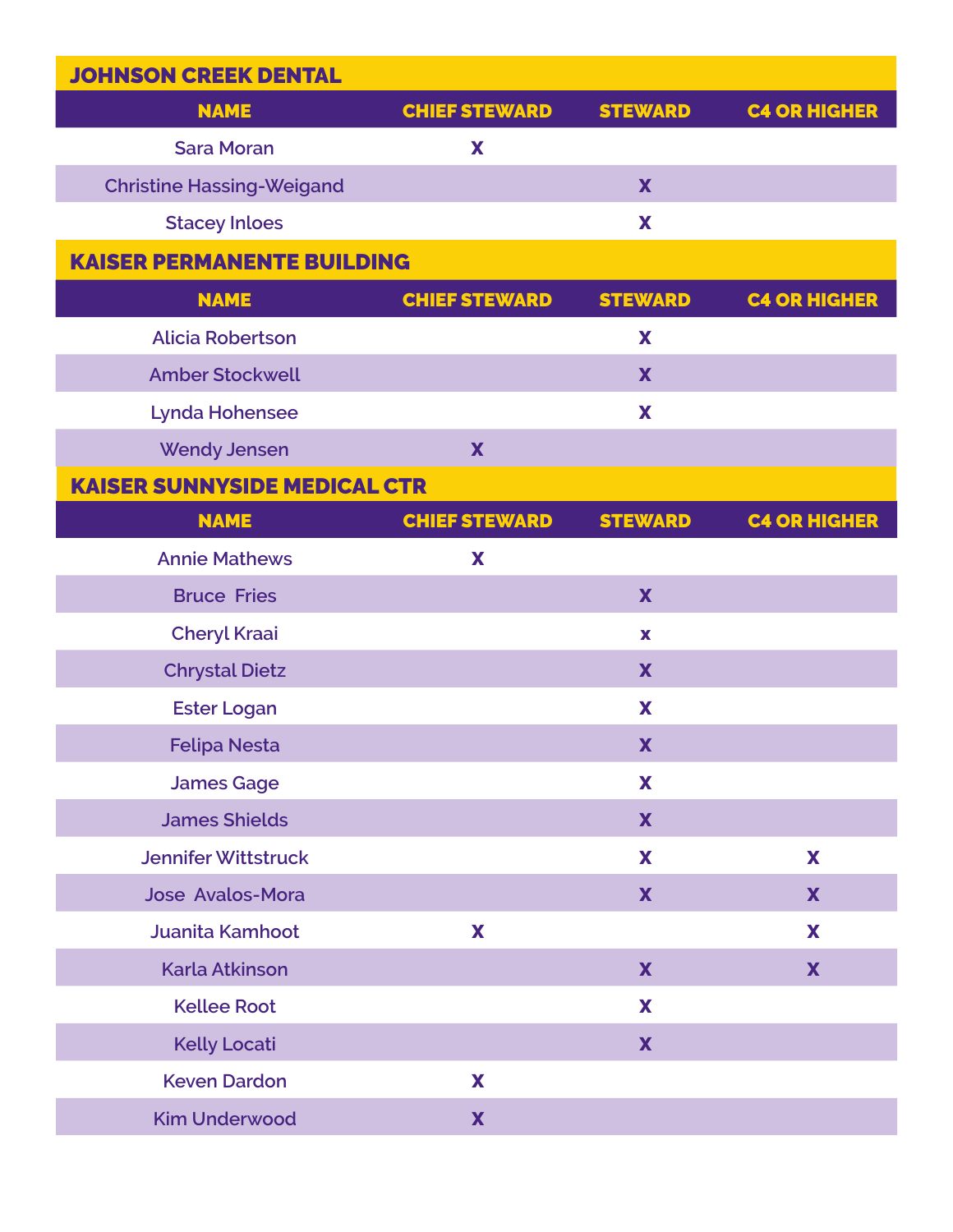## JOHNSON CREEK DENTAL

| NAME | CHIEF STEWARD | STEWARD | C4 OR HIGHER |
| --- | --- | --- | --- |
| Sara Moran | X | | |
| Christine Hassing-Weigand | | X | |
| Stacey Inloes | | X | |

## KAISER PERMANENTE BUILDING

| NAME | CHIEF STEWARD | STEWARD | C4 OR HIGHER |
| --- | --- | --- | --- |
| Alicia Robertson | | X | |
| Amber Stockwell | | X | |
| Lynda Hohensee | | X | |
| Wendy Jensen | X | | |

## KAISER SUNNYSIDE MEDICAL CTR

| NAME | CHIEF STEWARD | STEWARD | C4 OR HIGHER |
| --- | --- | --- | --- |
| Annie Mathews | X | | |
| Bruce Fries | | X | |
| Cheryl Kraai | | x | |
| Chrystal Dietz | | X | |
| Ester Logan | | X | |
| Felipa Nesta | | X | |
| James Gage | | X | |
| James Shields | | X | |
| Jennifer Wittstruck | | X | X |
| Jose Avalos-Mora | | X | X |
| Juanita Kamhoot | X | | X |
| Karla Atkinson | | X | X |
| Kellee Root | | X | |
| Kelly Locati | | X | |
| Keven Dardon | X | | |
| Kim Underwood | X | | |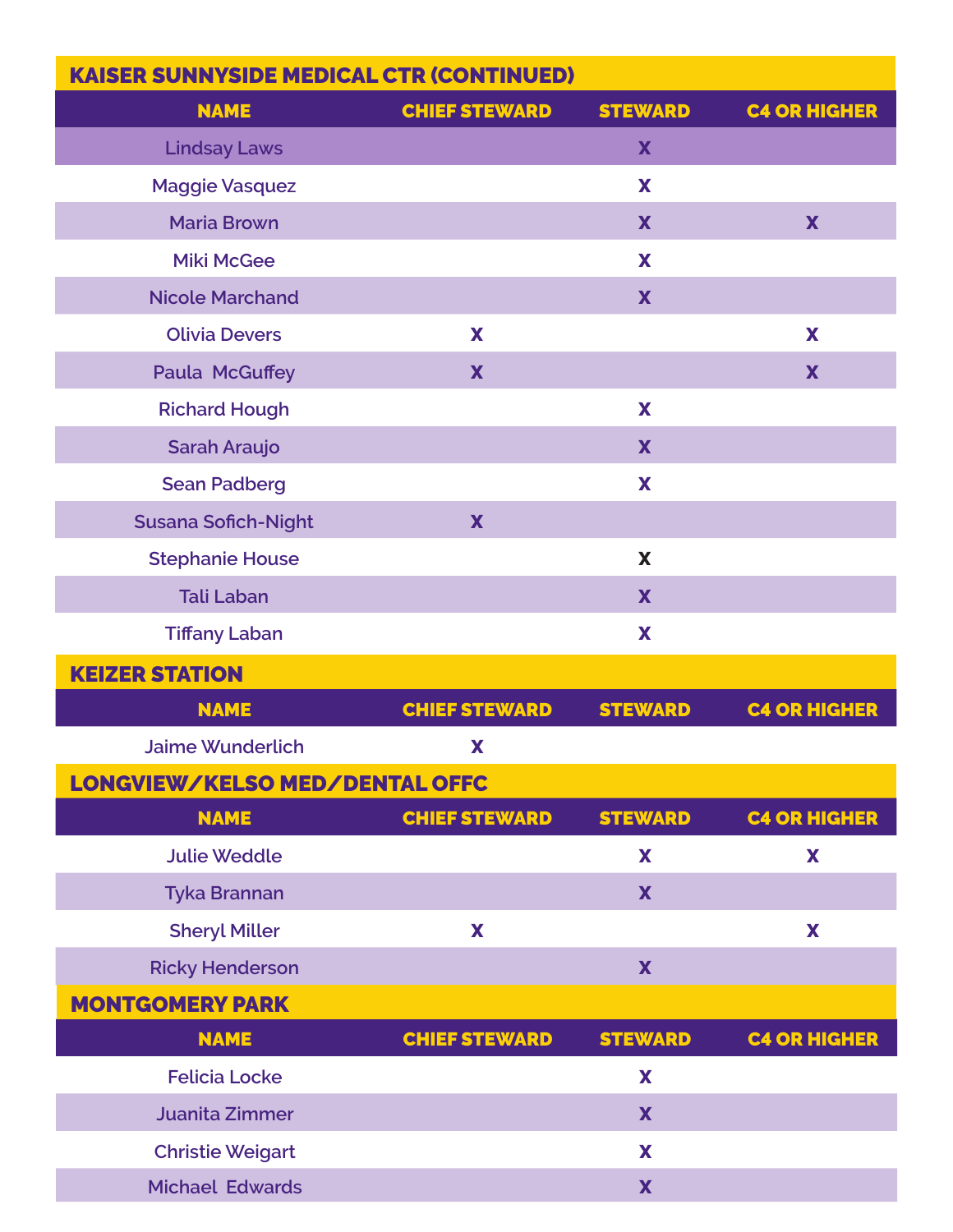## KAISER SUNNYSIDE MEDICAL CTR (CONTINUED)

| NAME | CHIEF STEWARD | STEWARD | C4 OR HIGHER |
|---|---|---|---|
| Lindsay Laws | | X | |
| Maggie Vasquez | | X | |
| Maria Brown | | X | X |
| Miki McGee | | X | |
| Nicole Marchand | | X | |
| Olivia Devers | X | | X |
| Paula McGuffey | X | | X |
| Richard Hough | | X | |
| Sarah Araujo | | X | |
| Sean Padberg | | X | |
| Susana Sofich-Night | X | | |
| Stephanie House | | X | |
| Tali Laban | | X | |
| Tiffany Laban | | X | |

## KEIZER STATION

| NAME | CHIEF STEWARD | STEWARD | C4 OR HIGHER |
|---|---|---|---|
| Jaime Wunderlich | X | | |

## LONGVIEW/KELSO MED/DENTAL OFFC

| NAME | CHIEF STEWARD | STEWARD | C4 OR HIGHER |
|---|---|---|---|
| Julie Weddle | | X | X |
| Tyka Brannan | | X | |
| Sheryl Miller | X | | X |
| Ricky Henderson | | X | |

## MONTGOMERY PARK

| NAME | CHIEF STEWARD | STEWARD | C4 OR HIGHER |
|---|---|---|---|
| Felicia Locke | | X | |
| Juanita Zimmer | | X | |
| Christie Weigart | | X | |
| Michael Edwards | | X | |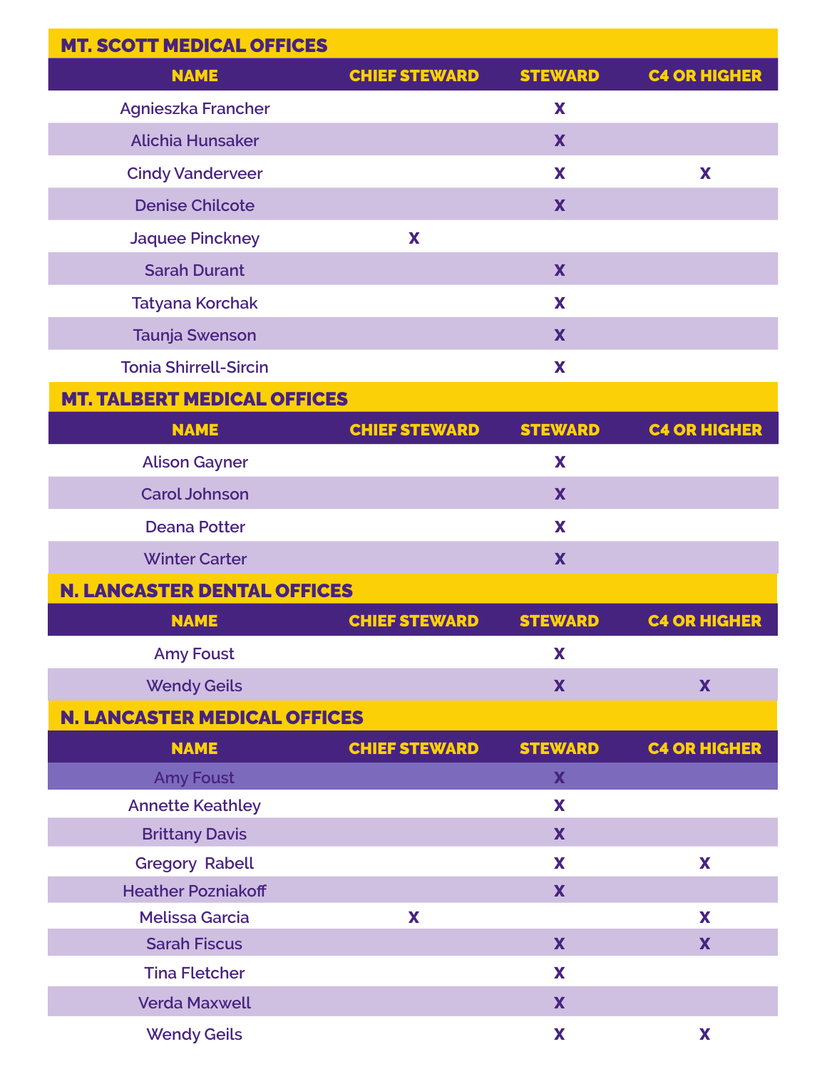## MT. SCOTT MEDICAL OFFICES

| NAME | CHIEF STEWARD | STEWARD | C4 OR HIGHER |
|---|---|---|---|
| Agnieszka Francher | | X | |
| Alichia Hunsaker | | X | |
| Cindy Vanderveer | | X | X |
| Denise Chilcote | | X | |
| Jaquee Pinckney | X | | |
| Sarah Durant | | X | |
| Tatyana Korchak | | X | |
| Taunja Swenson | | X | |
| Tonia Shirrell-Sircin | | X | |

## MT. TALBERT MEDICAL OFFICES

| NAME | CHIEF STEWARD | STEWARD | C4 OR HIGHER |
|---|---|---|---|
| Alison Gayner | | X | |
| Carol Johnson | | X | |
| Deana Potter | | X | |
| Winter Carter | | X | |

## N. LANCASTER DENTAL OFFICES

| NAME | CHIEF STEWARD | STEWARD | C4 OR HIGHER |
|---|---|---|---|
| Amy Foust | | X | |
| Wendy Geils | | X | X |

## N. LANCASTER MEDICAL OFFICES

| NAME | CHIEF STEWARD | STEWARD | C4 OR HIGHER |
|---|---|---|---|
| Amy Foust | | X | |
| Annette Keathley | | X | |
| Brittany Davis | | X | |
| Gregory Rabell | | X | X |
| Heather Pozniakoff | | X | |
| Melissa Garcia | X | | X |
| Sarah Fiscus | | X | X |
| Tina Fletcher | | X | |
| Verda Maxwell | | X | |
| Wendy Geils | | X | X |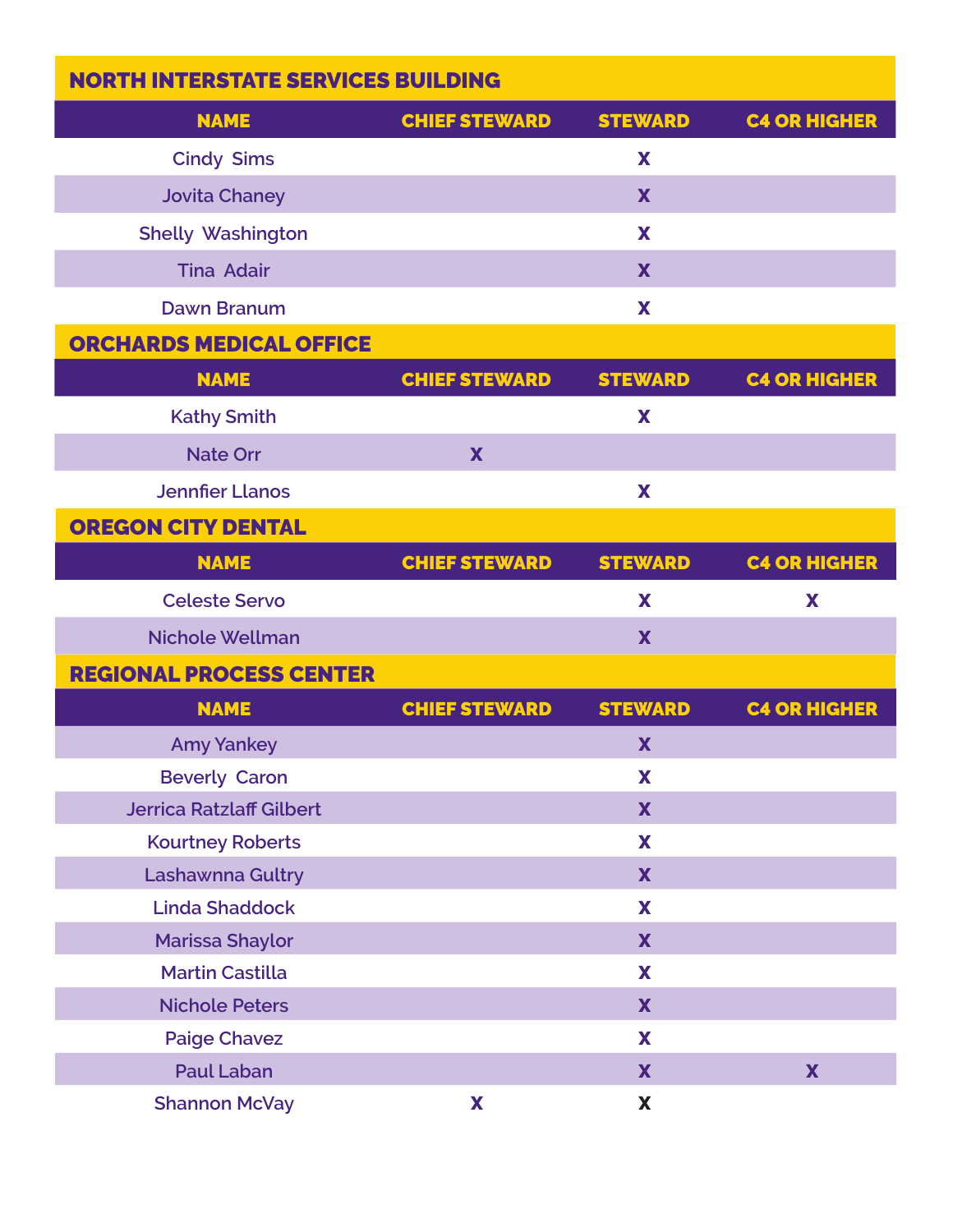## NORTH INTERSTATE SERVICES BUILDING

| NAME | CHIEF STEWARD | STEWARD | C4 OR HIGHER |
| --- | --- | --- | --- |
| Cindy Sims | | X | |
| Jovita Chaney | | X | |
| Shelly Washington | | X | |
| Tina Adair | | X | |
| Dawn Branum | | X | |

## ORCHARDS MEDICAL OFFICE

| NAME | CHIEF STEWARD | STEWARD | C4 OR HIGHER |
| --- | --- | --- | --- |
| Kathy Smith | | X | |
| Nate Orr | X | | |
| Jennfier Llanos | | X | |

## OREGON CITY DENTAL

| NAME | CHIEF STEWARD | STEWARD | C4 OR HIGHER |
| --- | --- | --- | --- |
| Celeste Servo | | X | X |
| Nichole Wellman | | X | |

## REGIONAL PROCESS CENTER

| NAME | CHIEF STEWARD | STEWARD | C4 OR HIGHER |
| --- | --- | --- | --- |
| Amy Yankey | | X | |
| Beverly Caron | | X | |
| Jerrica Ratzlaff Gilbert | | X | |
| Kourtney Roberts | | X | |
| Lashawnna Gultry | | X | |
| Linda Shaddock | | X | |
| Marissa Shaylor | | X | |
| Martin Castilla | | X | |
| Nichole Peters | | X | |
| Paige Chavez | | X | |
| Paul Laban | | X | X |
| Shannon McVay | X | X | |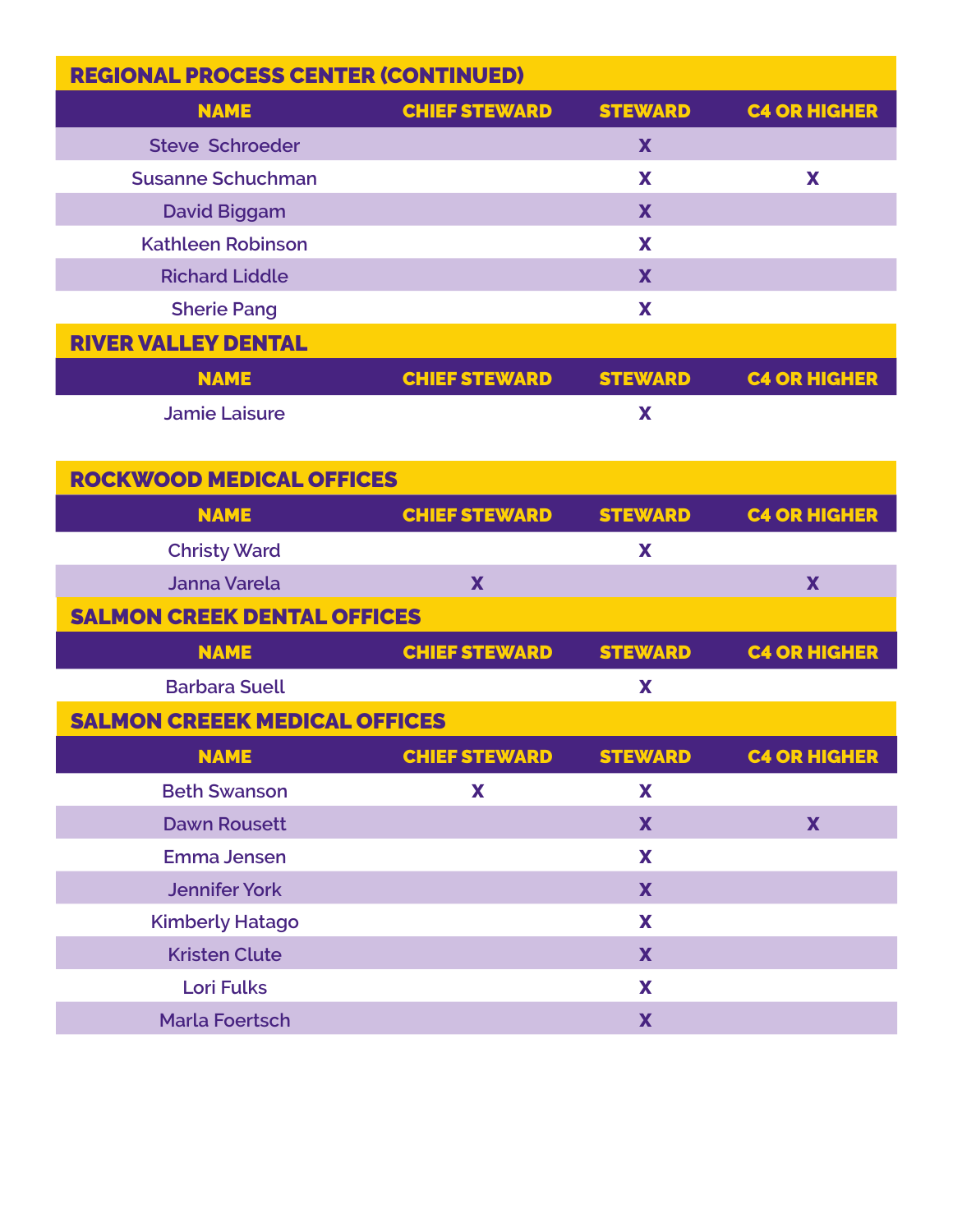## REGIONAL PROCESS CENTER (CONTINUED)

| NAME | CHIEF STEWARD | STEWARD | C4 OR HIGHER |
|---|---|---|---|
| Steve Schroeder | | X | |
| Susanne Schuchman | | X | X |
| David Biggam | | X | |
| Kathleen Robinson | | X | |
| Richard Liddle | | X | |
| Sherie Pang | | X | |

## RIVER VALLEY DENTAL

| NAME | CHIEF STEWARD | STEWARD | C4 OR HIGHER |
|---|---|---|---|
| Jamie Laisure | | X | |

## ROCKWOOD MEDICAL OFFICES

| NAME | CHIEF STEWARD | STEWARD | C4 OR HIGHER |
|---|---|---|---|
| Christy Ward | | X | |
| Janna Varela | X | | X |

## SALMON CREEK DENTAL OFFICES

| NAME | CHIEF STEWARD | STEWARD | C4 OR HIGHER |
|---|---|---|---|
| Barbara Suell | | X | |

## SALMON CREEEK MEDICAL OFFICES

| NAME | CHIEF STEWARD | STEWARD | C4 OR HIGHER |
|---|---|---|---|
| Beth Swanson | X | X | |
| Dawn Rousett | | X | X |
| Emma Jensen | | X | |
| Jennifer York | | X | |
| Kimberly Hatago | | X | |
| Kristen Clute | | X | |
| Lori Fulks | | X | |
| Marla Foertsch | | X | |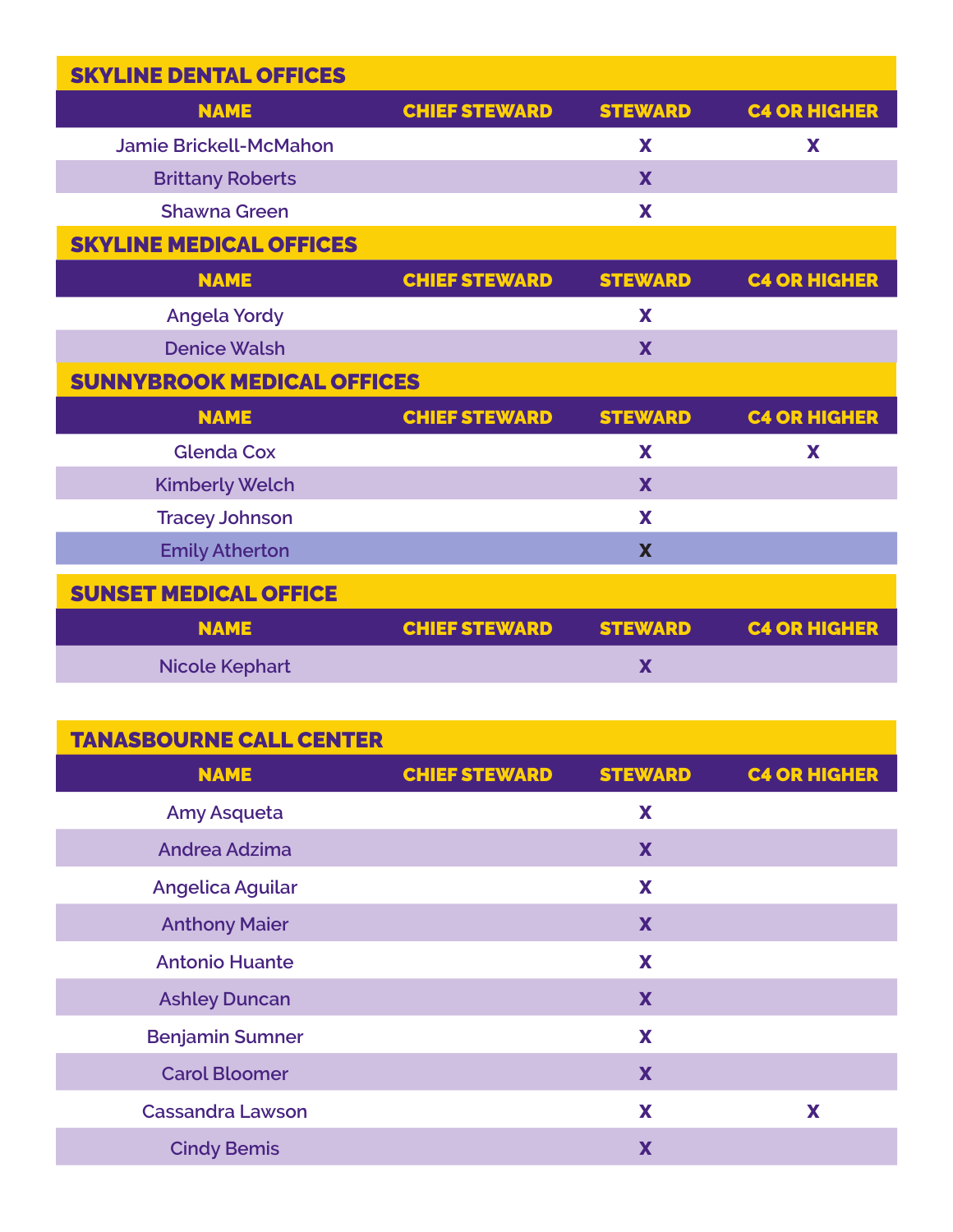## SKYLINE DENTAL OFFICES

| NAME | CHIEF STEWARD | STEWARD | C4 OR HIGHER |
|---|---|---|---|
| Jamie Brickell-McMahon | | X | X |
| Brittany Roberts | | X | |
| Shawna Green | | X | |

## SKYLINE MEDICAL OFFICES

| NAME | CHIEF STEWARD | STEWARD | C4 OR HIGHER |
|---|---|---|---|
| Angela Yordy | | X | |
| Denice Walsh | | X | |

## SUNNYBROOK MEDICAL OFFICES

| NAME | CHIEF STEWARD | STEWARD | C4 OR HIGHER |
|---|---|---|---|
| Glenda Cox | | X | X |
| Kimberly Welch | | X | |
| Tracey Johnson | | X | |
| Emily Atherton | | X | |

## SUNSET MEDICAL OFFICE

| NAME | CHIEF STEWARD | STEWARD | C4 OR HIGHER |
|---|---|---|---|
| Nicole Kephart | | X | |

## TANASBOURNE CALL CENTER

| NAME | CHIEF STEWARD | STEWARD | C4 OR HIGHER |
|---|---|---|---|
| Amy Asqueta | | X | |
| Andrea Adzima | | X | |
| Angelica Aguilar | | X | |
| Anthony Maier | | X | |
| Antonio Huante | | X | |
| Ashley Duncan | | X | |
| Benjamin Sumner | | X | |
| Carol Bloomer | | X | |
| Cassandra Lawson | | X | X |
| Cindy Bemis | | X | |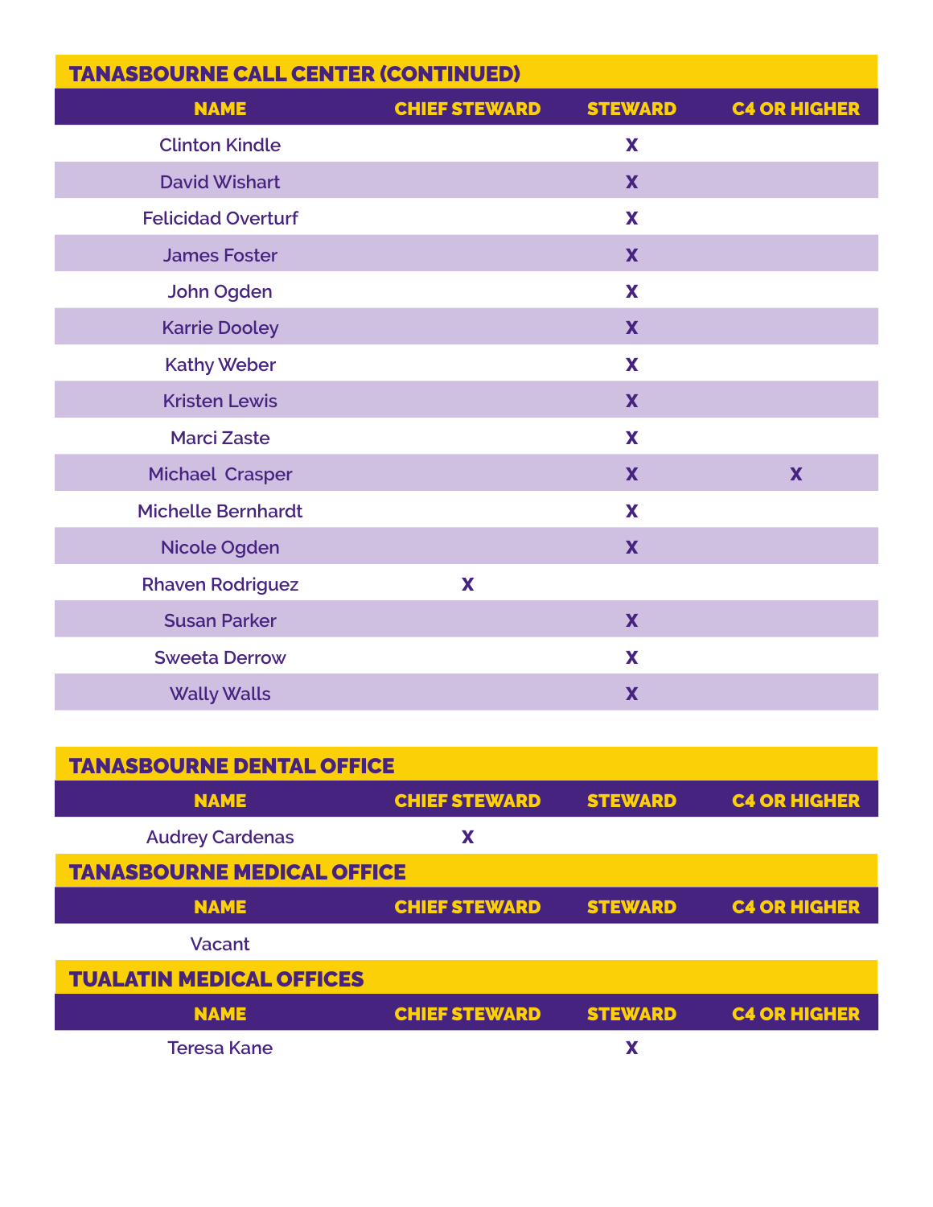## TANASBOURNE CALL CENTER (CONTINUED)

| NAME | CHIEF STEWARD | STEWARD | C4 OR HIGHER |
|---|---|---|---|
| Clinton Kindle | | X | |
| David Wishart | | X | |
| Felicidad Overturf | | X | |
| James Foster | | X | |
| John Ogden | | X | |
| Karrie Dooley | | X | |
| Kathy Weber | | X | |
| Kristen Lewis | | X | |
| Marci Zaste | | X | |
| Michael Crasper | | X | X |
| Michelle Bernhardt | | X | |
| Nicole Ogden | | X | |
| Rhaven Rodriguez | X | | |
| Susan Parker | | X | |
| Sweeta Derrow | | X | |
| Wally Walls | | X | |

## TANASBOURNE DENTAL OFFICE

| NAME | CHIEF STEWARD | STEWARD | C4 OR HIGHER |
|---|---|---|---|
| Audrey Cardenas | X | | |

## TANASBOURNE MEDICAL OFFICE

| NAME | CHIEF STEWARD | STEWARD | C4 OR HIGHER |
|---|---|---|---|
| Vacant | | | |

## TUALATIN MEDICAL OFFICES

| NAME | CHIEF STEWARD | STEWARD | C4 OR HIGHER |
|---|---|---|---|
| Teresa Kane | | X | |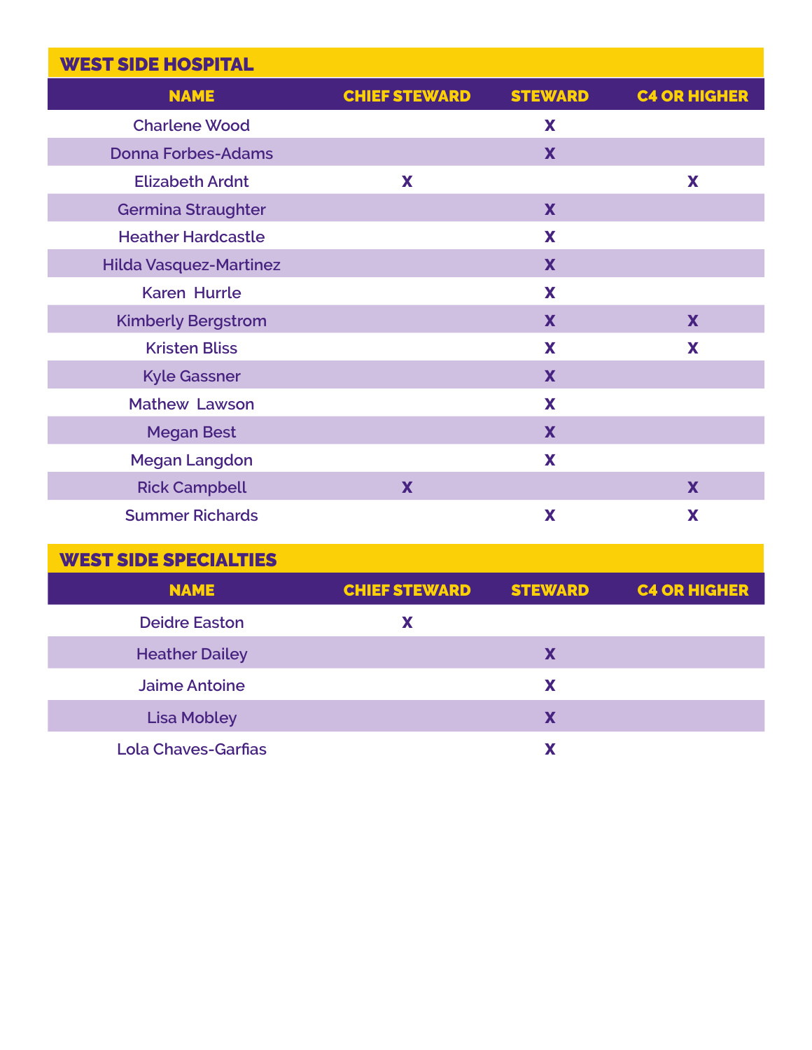## WEST SIDE HOSPITAL

| NAME | CHIEF STEWARD | STEWARD | C4 OR HIGHER |
|---|---|---|---|
| Charlene Wood | | X | |
| Donna Forbes-Adams | | X | |
| Elizabeth Ardnt | X | | X |
| Germina Straughter | | X | |
| Heather Hardcastle | | X | |
| Hilda Vasquez-Martinez | | X | |
| Karen Hurrle | | X | |
| Kimberly Bergstrom | | X | X |
| Kristen Bliss | | X | X |
| Kyle Gassner | | X | |
| Mathew Lawson | | X | |
| Megan Best | | X | |
| Megan Langdon | | X | |
| Rick Campbell | X | | X |
| Summer Richards | | X | X |

## WEST SIDE SPECIALTIES

| NAME | CHIEF STEWARD | STEWARD | C4 OR HIGHER |
|---|---|---|---|
| Deidre Easton | X | | |
| Heather Dailey | | X | |
| Jaime Antoine | | X | |
| Lisa Mobley | | X | |
| Lola Chaves-Garfias | | X | |